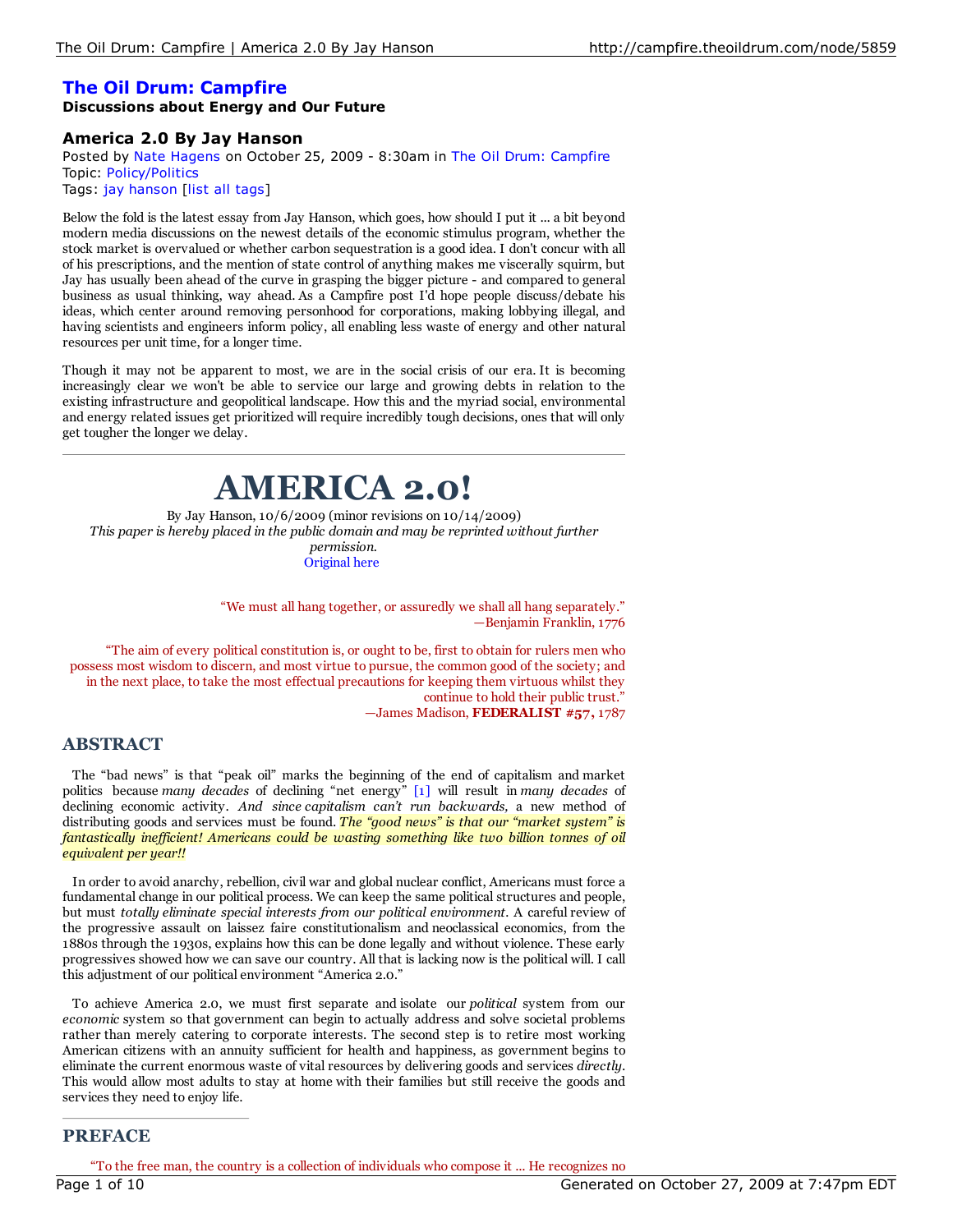# The Oil Drum: Campfire

**Discussions about Energy and Our Future**

## America 2.0 By Jay Hanson

Posted by Nate Hagens on October 25, 2009 - 8:30am in The Oil Drum: Campfire
Topic: Policy/Politics
Tags: jay hanson [list all tags]

Below the fold is the latest essay from Jay Hanson, which goes, how should I put it ... a bit beyond modern media discussions on the newest details of the economic stimulus program, whether the stock market is overvalued or whether carbon sequestration is a good idea. I don't concur with all of his prescriptions, and the mention of state control of anything makes me viscerally squirm, but Jay has usually been ahead of the curve in grasping the bigger picture - and compared to general business as usual thinking, way ahead. As a Campfire post I'd hope people discuss/debate his ideas, which center around removing personhood for corporations, making lobbying illegal, and having scientists and engineers inform policy, all enabling less waste of energy and other natural resources per unit time, for a longer time.

Though it may not be apparent to most, we are in the social crisis of our era. It is becoming increasingly clear we won't be able to service our large and growing debts in relation to the existing infrastructure and geopolitical landscape. How this and the myriad social, environmental and energy related issues get prioritized will require incredibly tough decisions, ones that will only get tougher the longer we delay.

---

# AMERICA 2.0!

By Jay Hanson, 10/6/2009 (minor revisions on 10/14/2009)
*This paper is hereby placed in the public domain and may be reprinted without further permission.*
Original here

> "We must all hang together, or assuredly we shall all hang separately."
> —Benjamin Franklin, 1776

> "The aim of every political constitution is, or ought to be, first to obtain for rulers men who possess most wisdom to discern, and most virtue to pursue, the common good of the society; and in the next place, to take the most effectual precautions for keeping them virtuous whilst they continue to hold their public trust."
> —James Madison, **FEDERALIST #57,** 1787

## ABSTRACT

The "bad news" is that "peak oil" marks the beginning of the end of capitalism and market politics because *many decades* of declining "net energy" [1] will result in *many decades* of declining economic activity. *And since capitalism can't run backwards,* a new method of distributing goods and services must be found. *The "good news" is that our "market system" is fantastically inefficient! Americans could be wasting something like two billion tonnes of oil equivalent per year!!*

In order to avoid anarchy, rebellion, civil war and global nuclear conflict, Americans must force a fundamental change in our political process. We can keep the same political structures and people, but must *totally eliminate special interests from our political environment*. A careful review of the progressive assault on laissez faire constitutionalism and neoclassical economics, from the 1880s through the 1930s, explains how this can be done legally and without violence. These early progressives showed how we can save our country. All that is lacking now is the political will. I call this adjustment of our political environment "America 2.0."

To achieve America 2.0, we must first separate and isolate our *political* system from our *economic* system so that government can begin to actually address and solve societal problems rather than merely catering to corporate interests. The second step is to retire most working American citizens with an annuity sufficient for health and happiness, as government begins to eliminate the current enormous waste of vital resources by delivering goods and services *directly*. This would allow most adults to stay at home with their families but still receive the goods and services they need to enjoy life.

---

## PREFACE

"To the free man, the country is a collection of individuals who compose it ... He recognizes no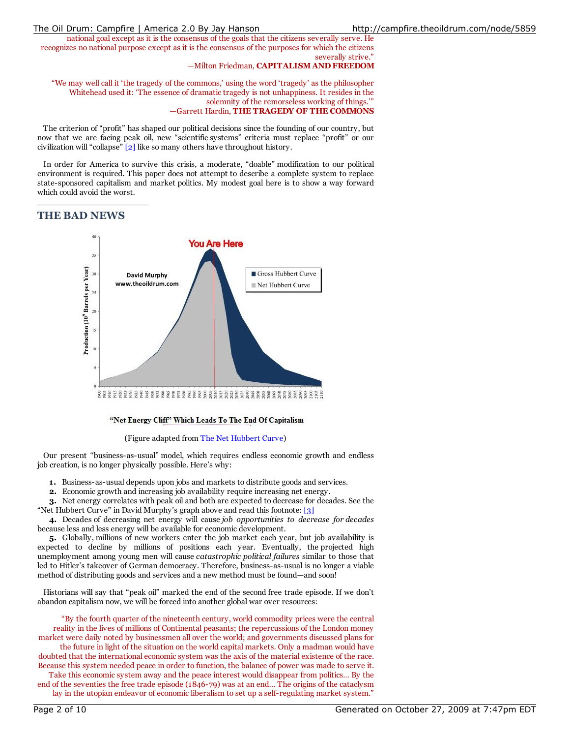national goal except as it is the consensus of the goals that the citizens severally serve. He recognizes no national purpose except as it is the consensus of the purposes for which the citizens severally strive."

—Milton Friedman, **CAPITALISM AND FREEDOM**

"We may well call it 'the tragedy of the commons,' using the word 'tragedy' as the philosopher Whitehead used it: 'The essence of dramatic tragedy is not unhappiness. It resides in the solemnity of the remorseless working of things.'"

—Garrett Hardin, **THE TRAGEDY OF THE COMMONS**

The criterion of "profit" has shaped our political decisions since the founding of our country, but now that we are facing peak oil, new "scientific systems" criteria must replace "profit" or our civilization will "collapse" [2] like so many others have throughout history.

In order for America to survive this crisis, a moderate, "doable" modification to our political environment is required. This paper does not attempt to describe a complete system to replace state-sponsored capitalism and market politics. My modest goal here is to show a way forward which could avoid the worst.

## THE BAD NEWS

"Net Energy Cliff" Which Leads To The End Of Capitalism

(Figure adapted from The Net Hubbert Curve)

Our present "business-as-usual" model, which requires endless economic growth and endless job creation, is no longer physically possible. Here's why:

1. Business-as-usual depends upon jobs and markets to distribute goods and services.
2. Economic growth and increasing job availability require increasing net energy.
3. Net energy correlates with peak oil and both are expected to decrease for decades. See the "Net Hubbert Curve" in David Murphy's graph above and read this footnote: [3]
4. Decades of decreasing net energy will cause *job opportunities to decrease for decades* because less and less energy will be available for economic development.
5. Globally, millions of new workers enter the job market each year, but job availability is expected to decline by millions of positions each year. Eventually, the projected high unemployment among young men will cause *catastrophic political failures* similar to those that led to Hitler's takeover of German democracy. Therefore, business-as-usual is no longer a viable method of distributing goods and services and a new method must be found—and soon!

Historians will say that "peak oil" marked the end of the second free trade episode. If we don't abandon capitalism now, we will be forced into another global war over resources:

"By the fourth quarter of the nineteenth century, world commodity prices were the central reality in the lives of millions of Continental peasants; the repercussions of the London money market were daily noted by businessmen all over the world; and governments discussed plans for the future in light of the situation on the world capital markets. Only a madman would have doubted that the international economic system was the axis of the material existence of the race. Because this system needed peace in order to function, the balance of power was made to serve it. Take this economic system away and the peace interest would disappear from politics... By the end of the seventies the free trade episode (1846-79) was at an end... The origins of the cataclysm lay in the utopian endeavor of economic liberalism to set up a self-regulating market system."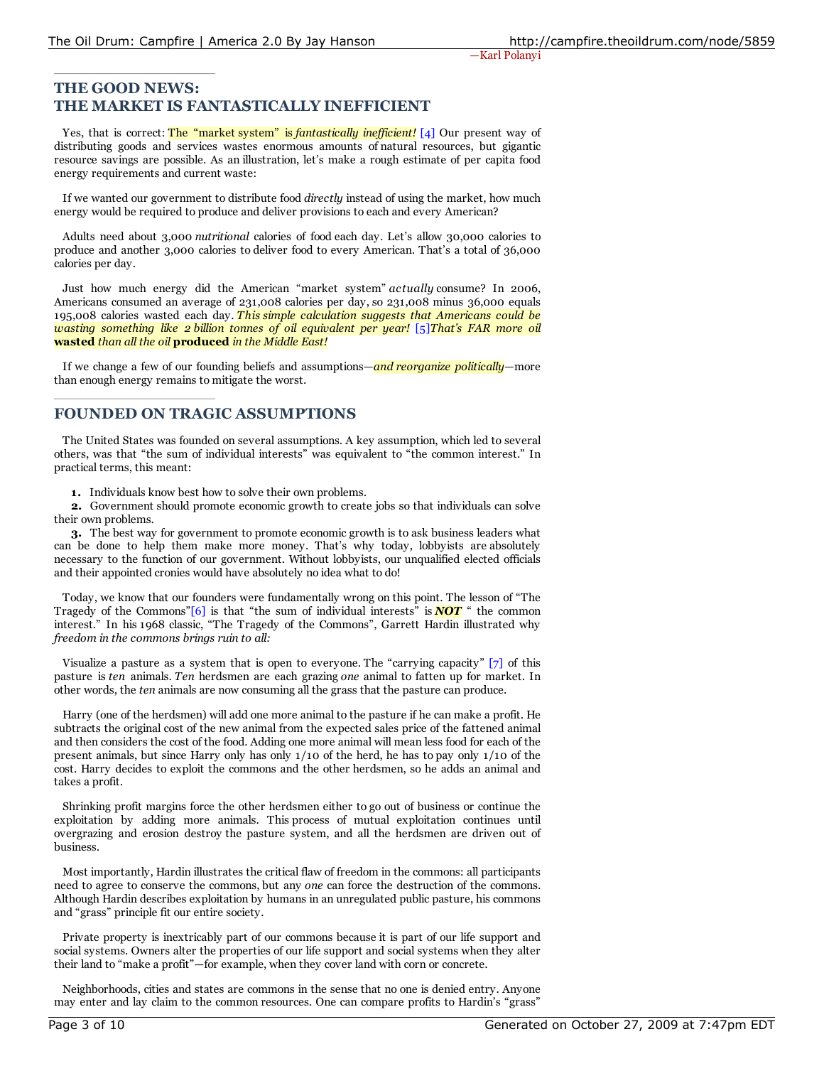—Karl Polanyi

## THE GOOD NEWS: THE MARKET IS FANTASTICALLY INEFFICIENT

Yes, that is correct: The "market system" is *fantastically inefficient!* [4] Our present way of distributing goods and services wastes enormous amounts of natural resources, but gigantic resource savings are possible. As an illustration, let's make a rough estimate of per capita food energy requirements and current waste:

If we wanted our government to distribute food *directly* instead of using the market, how much energy would be required to produce and deliver provisions to each and every American?

Adults need about 3,000 *nutritional* calories of food each day. Let's allow 30,000 calories to produce and another 3,000 calories to deliver food to every American. That's a total of 36,000 calories per day.

Just how much energy did the American "market system" *actually* consume? In 2006, Americans consumed an average of 231,008 calories per day, so 231,008 minus 36,000 equals 195,008 calories wasted each day. *This simple calculation suggests that Americans could be wasting something like 2 billion tonnes of oil equivalent per year!* [5]*That's FAR more oil* **wasted** *than all the oil* **produced** *in the Middle East!*

If we change a few of our founding beliefs and assumptions—*and reorganize politically*—more than enough energy remains to mitigate the worst.

## FOUNDED ON TRAGIC ASSUMPTIONS

The United States was founded on several assumptions. A key assumption, which led to several others, was that "the sum of individual interests" was equivalent to "the common interest." In practical terms, this meant:

1. Individuals know best how to solve their own problems.
2. Government should promote economic growth to create jobs so that individuals can solve their own problems.
3. The best way for government to promote economic growth is to ask business leaders what can be done to help them make more money. That's why today, lobbyists are absolutely necessary to the function of our government. Without lobbyists, our unqualified elected officials and their appointed cronies would have absolutely no idea what to do!

Today, we know that our founders were fundamentally wrong on this point. The lesson of "The Tragedy of the Commons"[6] is that "the sum of individual interests" is ***NOT*** " the common interest." In his 1968 classic, "The Tragedy of the Commons", Garrett Hardin illustrated why *freedom in the commons brings ruin to all:*

Visualize a pasture as a system that is open to everyone. The "carrying capacity" [7] of this pasture is *ten* animals. *Ten* herdsmen are each grazing *one* animal to fatten up for market. In other words, the *ten* animals are now consuming all the grass that the pasture can produce.

Harry (one of the herdsmen) will add one more animal to the pasture if he can make a profit. He subtracts the original cost of the new animal from the expected sales price of the fattened animal and then considers the cost of the food. Adding one more animal will mean less food for each of the present animals, but since Harry only has only 1/10 of the herd, he has to pay only 1/10 of the cost. Harry decides to exploit the commons and the other herdsmen, so he adds an animal and takes a profit.

Shrinking profit margins force the other herdsmen either to go out of business or continue the exploitation by adding more animals. This process of mutual exploitation continues until overgrazing and erosion destroy the pasture system, and all the herdsmen are driven out of business.

Most importantly, Hardin illustrates the critical flaw of freedom in the commons: all participants need to agree to conserve the commons, but any *one* can force the destruction of the commons. Although Hardin describes exploitation by humans in an unregulated public pasture, his commons and "grass" principle fit our entire society.

Private property is inextricably part of our commons because it is part of our life support and social systems. Owners alter the properties of our life support and social systems when they alter their land to "make a profit"—for example, when they cover land with corn or concrete.

Neighborhoods, cities and states are commons in the sense that no one is denied entry. Anyone may enter and lay claim to the common resources. One can compare profits to Hardin's "grass"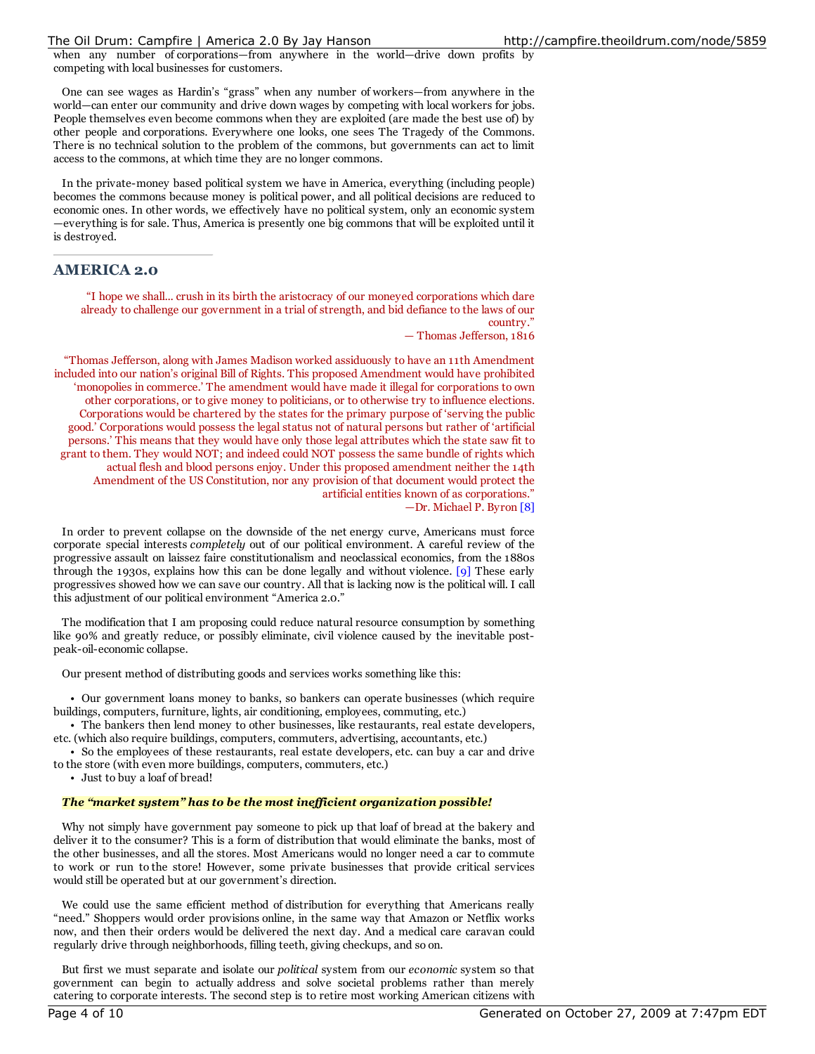when any number of corporations—from anywhere in the world—drive down profits by competing with local businesses for customers.

One can see wages as Hardin's "grass" when any number of workers—from anywhere in the world—can enter our community and drive down wages by competing with local workers for jobs. People themselves even become commons when they are exploited (are made the best use of) by other people and corporations. Everywhere one looks, one sees The Tragedy of the Commons. There is no technical solution to the problem of the commons, but governments can act to limit access to the commons, at which time they are no longer commons.

In the private-money based political system we have in America, everything (including people) becomes the commons because money is political power, and all political decisions are reduced to economic ones. In other words, we effectively have no political system, only an economic system—everything is for sale. Thus, America is presently one big commons that will be exploited until it is destroyed.

---

## AMERICA 2.0

> "I hope we shall... crush in its birth the aristocracy of our moneyed corporations which dare already to challenge our government in a trial of strength, and bid defiance to the laws of our country."
> — Thomas Jefferson, 1816

> "Thomas Jefferson, along with James Madison worked assiduously to have an 11th Amendment included into our nation's original Bill of Rights. This proposed Amendment would have prohibited 'monopolies in commerce.' The amendment would have made it illegal for corporations to own other corporations, or to give money to politicians, or to otherwise try to influence elections. Corporations would be chartered by the states for the primary purpose of 'serving the public good.' Corporations would possess the legal status not of natural persons but rather of 'artificial persons.' This means that they would have only those legal attributes which the state saw fit to grant to them. They would NOT; and indeed could NOT possess the same bundle of rights which actual flesh and blood persons enjoy. Under this proposed amendment neither the 14th Amendment of the US Constitution, nor any provision of that document would protect the artificial entities known of as corporations."
> —Dr. Michael P. Byron [8]

In order to prevent collapse on the downside of the net energy curve, Americans must force corporate special interests *completely* out of our political environment. A careful review of the progressive assault on laissez faire constitutionalism and neoclassical economics, from the 1880s through the 1930s, explains how this can be done legally and without violence. [9] These early progressives showed how we can save our country. All that is lacking now is the political will. I call this adjustment of our political environment "America 2.0."

The modification that I am proposing could reduce natural resource consumption by something like 90% and greatly reduce, or possibly eliminate, civil violence caused by the inevitable post-peak-oil-economic collapse.

Our present method of distributing goods and services works something like this:

- Our government loans money to banks, so bankers can operate businesses (which require buildings, computers, furniture, lights, air conditioning, employees, commuting, etc.)
- The bankers then lend money to other businesses, like restaurants, real estate developers, etc. (which also require buildings, computers, commuters, advertising, accountants, etc.)
- So the employees of these restaurants, real estate developers, etc. can buy a car and drive to the store (with even more buildings, computers, commuters, etc.)
- Just to buy a loaf of bread!

***The "market system" has to be the most inefficient organization possible!***

Why not simply have government pay someone to pick up that loaf of bread at the bakery and deliver it to the consumer? This is a form of distribution that would eliminate the banks, most of the other businesses, and all the stores. Most Americans would no longer need a car to commute to work or run to the store! However, some private businesses that provide critical services would still be operated but at our government's direction.

We could use the same efficient method of distribution for everything that Americans really "need." Shoppers would order provisions online, in the same way that Amazon or Netflix works now, and then their orders would be delivered the next day. And a medical care caravan could regularly drive through neighborhoods, filling teeth, giving checkups, and so on.

But first we must separate and isolate our *political* system from our *economic* system so that government can begin to actually address and solve societal problems rather than merely catering to corporate interests. The second step is to retire most working American citizens with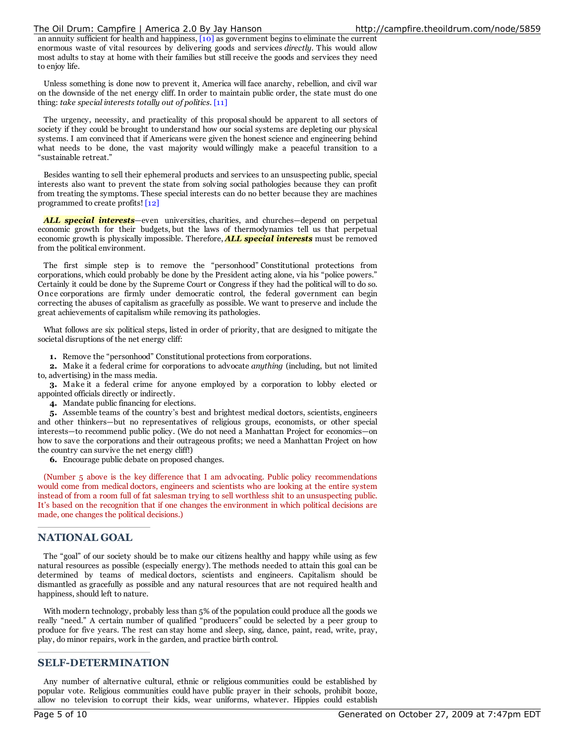an annuity sufficient for health and happiness, [10] as government begins to eliminate the current enormous waste of vital resources by delivering goods and services *directly*. This would allow most adults to stay at home with their families but still receive the goods and services they need to enjoy life.

Unless something is done now to prevent it, America will face anarchy, rebellion, and civil war on the downside of the net energy cliff. In order to maintain public order, the state must do one thing: *take special interests totally out of politics*. [11]

The urgency, necessity, and practicality of this proposal should be apparent to all sectors of society if they could be brought to understand how our social systems are depleting our physical systems. I am convinced that if Americans were given the honest science and engineering behind what needs to be done, the vast majority would willingly make a peaceful transition to a "sustainable retreat."

Besides wanting to sell their ephemeral products and services to an unsuspecting public, special interests also want to prevent the state from solving social pathologies because they can profit from treating the symptoms. These special interests can do no better because they are machines programmed to create profits! [12]

***ALL special interests***—even universities, charities, and churches—depend on perpetual economic growth for their budgets, but the laws of thermodynamics tell us that perpetual economic growth is physically impossible. Therefore, ***ALL special interests*** must be removed from the political environment.

The first simple step is to remove the "personhood" Constitutional protections from corporations, which could probably be done by the President acting alone, via his "police powers." Certainly it could be done by the Supreme Court or Congress if they had the political will to do so. Once corporations are firmly under democratic control, the federal government can begin correcting the abuses of capitalism as gracefully as possible. We want to preserve and include the great achievements of capitalism while removing its pathologies.

What follows are six political steps, listed in order of priority, that are designed to mitigate the societal disruptions of the net energy cliff:

1. Remove the "personhood" Constitutional protections from corporations.
2. Make it a federal crime for corporations to advocate *anything* (including, but not limited to, advertising) in the mass media.
3. Make it a federal crime for anyone employed by a corporation to lobby elected or appointed officials directly or indirectly.
4. Mandate public financing for elections.
5. Assemble teams of the country's best and brightest medical doctors, scientists, engineers and other thinkers—but no representatives of religious groups, economists, or other special interests—to recommend public policy. (We do not need a Manhattan Project for economics—on how to save the corporations and their outrageous profits; we need a Manhattan Project on how the country can survive the net energy cliff!)
6. Encourage public debate on proposed changes.

(Number 5 above is the key difference that I am advocating. Public policy recommendations would come from medical doctors, engineers and scientists who are looking at the entire system instead of from a room full of fat salesman trying to sell worthless shit to an unsuspecting public. It's based on the recognition that if one changes the environment in which political decisions are made, one changes the political decisions.)

## NATIONAL GOAL

The "goal" of our society should be to make our citizens healthy and happy while using as few natural resources as possible (especially energy). The methods needed to attain this goal can be determined by teams of medical doctors, scientists and engineers. Capitalism should be dismantled as gracefully as possible and any natural resources that are not required health and happiness, should left to nature.

With modern technology, probably less than 5% of the population could produce all the goods we really "need." A certain number of qualified "producers" could be selected by a peer group to produce for five years. The rest can stay home and sleep, sing, dance, paint, read, write, pray, play, do minor repairs, work in the garden, and practice birth control.

## SELF-DETERMINATION

Any number of alternative cultural, ethnic or religious communities could be established by popular vote. Religious communities could have public prayer in their schools, prohibit booze, allow no television to corrupt their kids, wear uniforms, whatever. Hippies could establish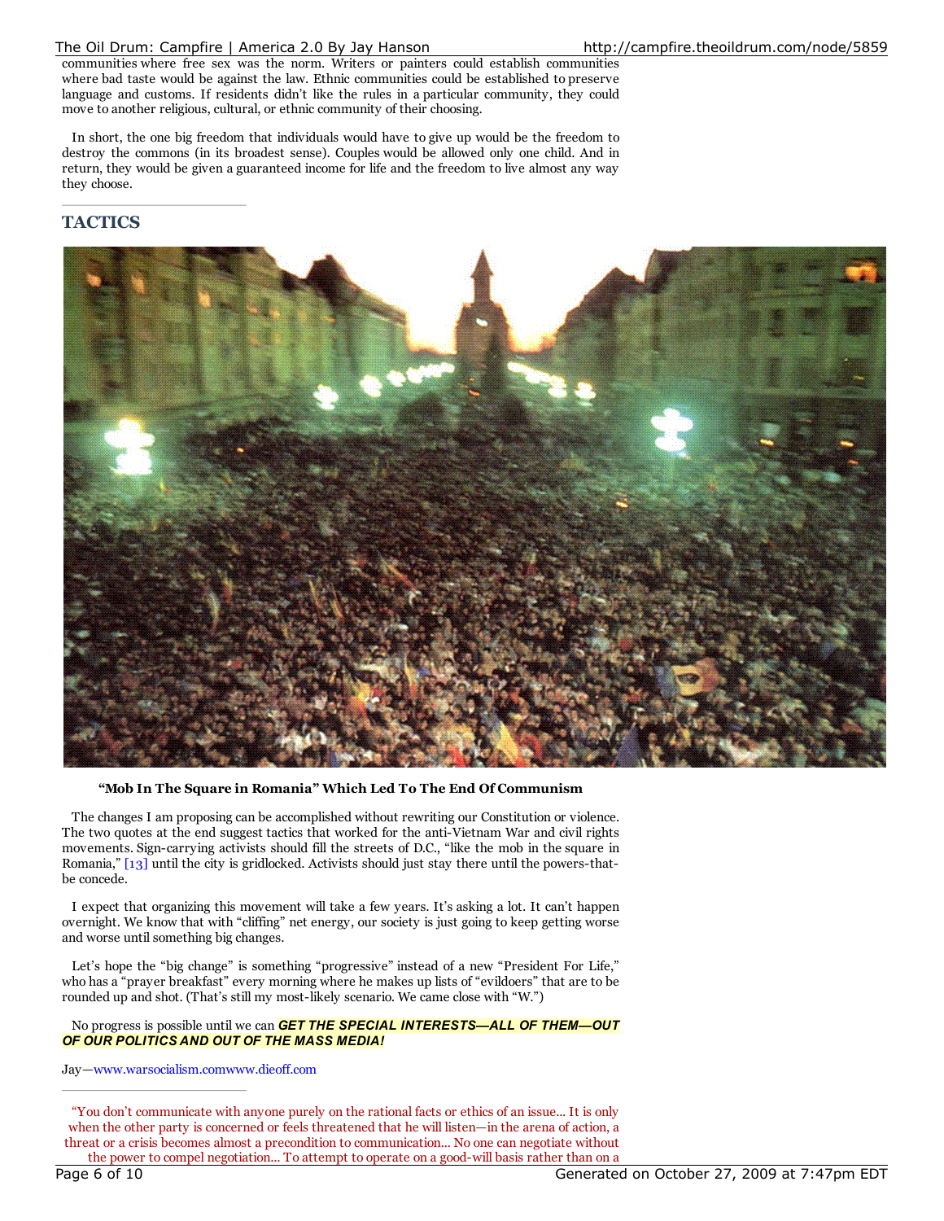communities where free sex was the norm. Writers or painters could establish communities where bad taste would be against the law. Ethnic communities could be established to preserve language and customs. If residents didn't like the rules in a particular community, they could move to another religious, cultural, or ethnic community of their choosing.

In short, the one big freedom that individuals would have to give up would be the freedom to destroy the commons (in its broadest sense). Couples would be allowed only one child. And in return, they would be given a guaranteed income for life and the freedom to live almost any way they choose.

## TACTICS

**"Mob In The Square in Romania" Which Led To The End Of Communism**

The changes I am proposing can be accomplished without rewriting our Constitution or violence. The two quotes at the end suggest tactics that worked for the anti-Vietnam War and civil rights movements. Sign-carrying activists should fill the streets of D.C., "like the mob in the square in Romania," [13] until the city is gridlocked. Activists should just stay there until the powers-that-be concede.

I expect that organizing this movement will take a few years. It's asking a lot. It can't happen overnight. We know that with "cliffing" net energy, our society is just going to keep getting worse and worse until something big changes.

Let's hope the "big change" is something "progressive" instead of a new "President For Life," who has a "prayer breakfast" every morning where he makes up lists of "evildoers" that are to be rounded up and shot. (That's still my most-likely scenario. We came close with "W.")

No progress is possible until we can ***GET THE SPECIAL INTERESTS—ALL OF THEM—OUT OF OUR POLITICS AND OUT OF THE MASS MEDIA!***

Jay—www.warsocialism.comwww.dieoff.com

---

"You don't communicate with anyone purely on the rational facts or ethics of an issue... It is only when the other party is concerned or feels threatened that he will listen—in the arena of action, a threat or a crisis becomes almost a precondition to communication... No one can negotiate without the power to compel negotiation... To attempt to operate on a good-will basis rather than on a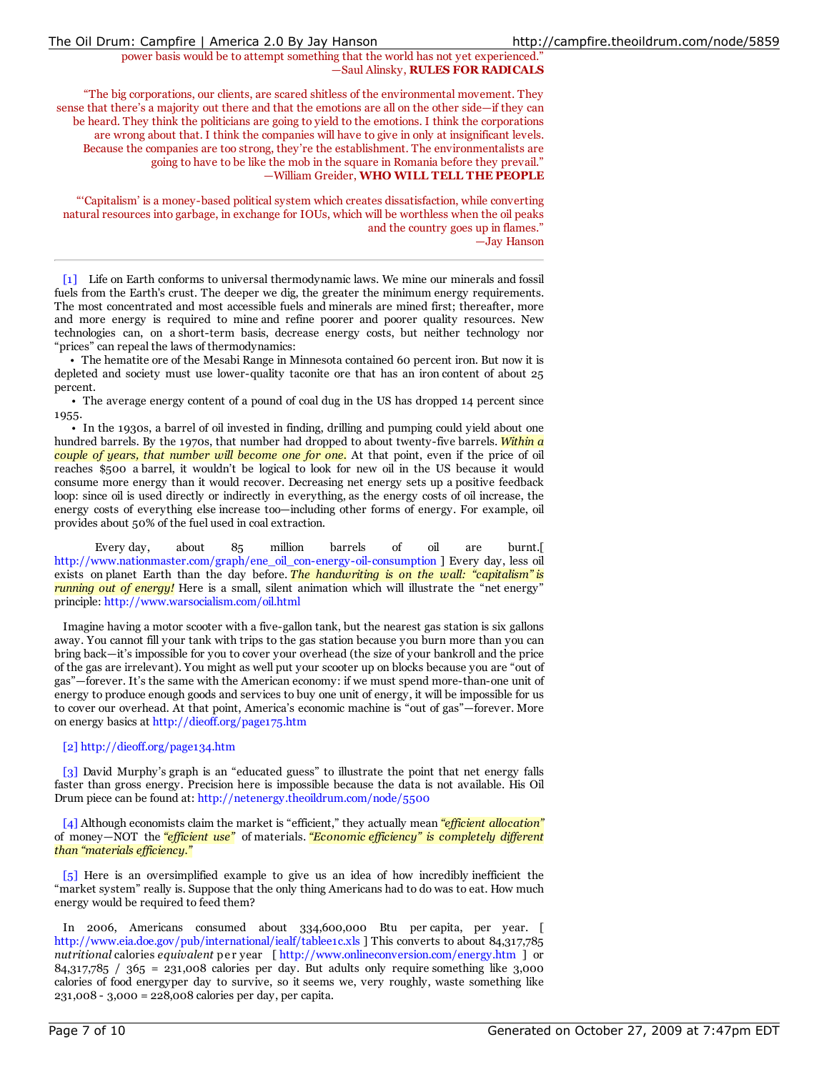power basis would be to attempt something that the world has not yet experienced."
—Saul Alinsky, **RULES FOR RADICALS**

"The big corporations, our clients, are scared shitless of the environmental movement. They sense that there's a majority out there and that the emotions are all on the other side—if they can be heard. They think the politicians are going to yield to the emotions. I think the corporations are wrong about that. I think the companies will have to give in only at insignificant levels. Because the companies are too strong, they're the establishment. The environmentalists are going to have to be like the mob in the square in Romania before they prevail."
—William Greider, **WHO WILL TELL THE PEOPLE**

"'Capitalism' is a money-based political system which creates dissatisfaction, while converting natural resources into garbage, in exchange for IOUs, which will be worthless when the oil peaks and the country goes up in flames."
—Jay Hanson

---

[1] Life on Earth conforms to universal thermodynamic laws. We mine our minerals and fossil fuels from the Earth's crust. The deeper we dig, the greater the minimum energy requirements. The most concentrated and most accessible fuels and minerals are mined first; thereafter, more and more energy is required to mine and refine poorer and poorer quality resources. New technologies can, on a short-term basis, decrease energy costs, but neither technology nor "prices" can repeal the laws of thermodynamics:

- The hematite ore of the Mesabi Range in Minnesota contained 60 percent iron. But now it is depleted and society must use lower-quality taconite ore that has an iron content of about 25 percent.
- The average energy content of a pound of coal dug in the US has dropped 14 percent since 1955.
- In the 1930s, a barrel of oil invested in finding, drilling and pumping could yield about one hundred barrels. By the 1970s, that number had dropped to about twenty-five barrels. *Within a couple of years, that number will become one for one.* At that point, even if the price of oil reaches $500 a barrel, it wouldn't be logical to look for new oil in the US because it would consume more energy than it would recover. Decreasing net energy sets up a positive feedback loop: since oil is used directly or indirectly in everything, as the energy costs of oil increase, the energy costs of everything else increase too—including other forms of energy. For example, oil provides about 50% of the fuel used in coal extraction.

Every day, about 85 million barrels of oil are burnt.[ http://www.nationmaster.com/graph/ene_oil_con-energy-oil-consumption ] Every day, less oil exists on planet Earth than the day before. *The handwriting is on the wall: "capitalism" is running out of energy!* Here is a small, silent animation which will illustrate the "net energy" principle: http://www.warsocialism.com/oil.html

Imagine having a motor scooter with a five-gallon tank, but the nearest gas station is six gallons away. You cannot fill your tank with trips to the gas station because you burn more than you can bring back—it's impossible for you to cover your overhead (the size of your bankroll and the price of the gas are irrelevant). You might as well put your scooter up on blocks because you are "out of gas"—forever. It's the same with the American economy: if we must spend more-than-one unit of energy to produce enough goods and services to buy one unit of energy, it will be impossible for us to cover our overhead. At that point, America's economic machine is "out of gas"—forever. More on energy basics at http://dieoff.org/page175.htm

[2] http://dieoff.org/page134.htm

[3] David Murphy's graph is an "educated guess" to illustrate the point that net energy falls faster than gross energy. Precision here is impossible because the data is not available. His Oil Drum piece can be found at: http://netenergy.theoildrum.com/node/5500

[4] Although economists claim the market is "efficient," they actually mean *"efficient allocation"* of money—NOT the *"efficient use"* of materials. *"Economic efficiency" is completely different than "materials efficiency."*

[5] Here is an oversimplified example to give us an idea of how incredibly inefficient the "market system" really is. Suppose that the only thing Americans had to do was to eat. How much energy would be required to feed them?

In 2006, Americans consumed about 334,600,000 Btu per capita, per year. [ http://www.eia.doe.gov/pub/international/iealf/tablee1c.xls ] This converts to about 84,317,785 *nutritional* calories *equivalent* per year [ http://www.onlineconversion.com/energy.htm ] or 84,317,785 / 365 = 231,008 calories per day. But adults only require something like 3,000 calories of food energyper day to survive, so it seems we, very roughly, waste something like 231,008 - 3,000 = 228,008 calories per day, per capita.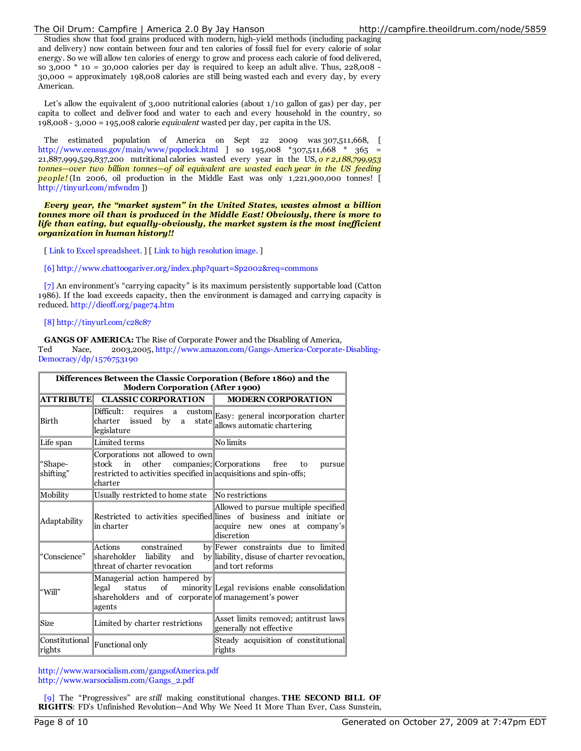Studies show that food grains produced with modern, high-yield methods (including packaging and delivery) now contain between four and ten calories of fossil fuel for every calorie of solar energy. So we will allow ten calories of energy to grow and process each calorie of food delivered, so 3,000 * 10 = 30,000 calories per day is required to keep an adult alive. Thus, 228,008 - 30,000 = approximately 198,008 calories are still being wasted each and every day, by every American.

Let's allow the equivalent of 3,000 nutritional calories (about 1/10 gallon of gas) per day, per capita to collect and deliver food and water to each and every household in the country, so 198,008 - 3,000 = 195,008 calorie *equivalent* wasted per day, per capita in the US.

The estimated population of America on Sept 22 2009 was 307,511,668, [ http://www.census.gov/main/www/popclock.html ] so 195,008 *307,511,668 * 365 = 21,887,999,529,837,200 nutritional calories wasted every year in the US, *o r 2,188,799,953 tonnes—over two billion tonnes—of oil equivalent are wasted each year in the US feeding people!* (In 2006, oil production in the Middle East was only 1,221,900,000 tonnes! [ http://tinyurl.com/mfwndm ])

***Every year, the "market system" in the United States, wastes almost a billion tonnes more oil than is produced in the Middle East! Obviously, there is more to life than eating, but equally-obviously, the market system is the most inefficient organization in human history!!***

[ Link to Excel spreadsheet. ] [ Link to high resolution image. ]

[6] http://www.chattoogariver.org/index.php?quart=Sp2002&req=commons

[7] An environment's "carrying capacity" is its maximum persistently supportable load (Catton 1986). If the load exceeds capacity, then the environment is damaged and carrying capacity is reduced. http://dieoff.org/page74.htm

[8] http://tinyurl.com/c28c87

**GANGS OF AMERICA:** The Rise of Corporate Power and the Disabling of America, Ted Nace, 2003,2005, http://www.amazon.com/Gangs-America-Corporate-Disabling-Democracy/dp/1576753190

| **Differences Between the Classic Corporation (Before 1860) and the Modern Corporation (After 1900)** | | |
|---|---|---|
| **ATTRIBUTE** | **CLASSIC CORPORATION** | **MODERN CORPORATION** |
| Birth | Difficult: requires a custom charter issued by a state legislature | Easy: general incorporation charter allows automatic chartering |
| Life span | Limited terms | No limits |
| "Shape-shifting" | Corporations not allowed to own stock in other companies; restricted to activities specified in charter | Corporations free to pursue acquisitions and spin-offs; |
| Mobility | Usually restricted to home state | No restrictions |
| Adaptability | Restricted to activities specified in charter | Allowed to pursue multiple specified lines of business and initiate or acquire new ones at company's discretion |
| "Conscience" | Actions constrained by shareholder liability and by threat of charter revocation | Fewer constraints due to limited liability, disuse of charter revocation, and tort reforms |
| "Will" | Managerial action hampered by legal status of minority shareholders and of corporate agents | Legal revisions enable consolidation of management's power |
| Size | Limited by charter restrictions | Asset limits removed; antitrust laws generally not effective |
| Constitutional rights | Functional only | Steady acquisition of constitutional rights |

http://www.warsocialism.com/gangsofAmerica.pdf
http://www.warsocialism.com/Gangs_2.pdf

[9] The "Progressives" are *still* making constitutional changes. **THE SECOND BILL OF RIGHTS**: FD's Unfinished Revolution—And Why We Need It More Than Ever, Cass Sunstein,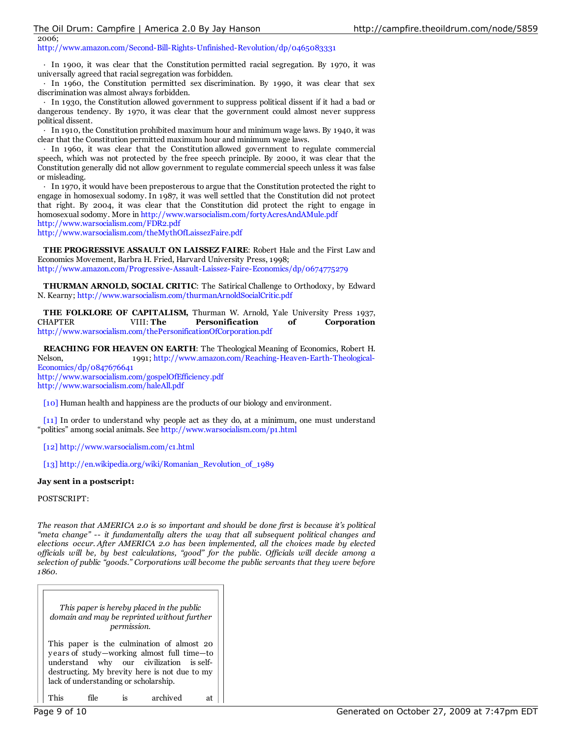2006;
http://www.amazon.com/Second-Bill-Rights-Unfinished-Revolution/dp/0465083331

· In 1900, it was clear that the Constitution permitted racial segregation. By 1970, it was universally agreed that racial segregation was forbidden.
· In 1960, the Constitution permitted sex discrimination. By 1990, it was clear that sex discrimination was almost always forbidden.
· In 1930, the Constitution allowed government to suppress political dissent if it had a bad or dangerous tendency. By 1970, it was clear that the government could almost never suppress political dissent.
· In 1910, the Constitution prohibited maximum hour and minimum wage laws. By 1940, it was clear that the Constitution permitted maximum hour and minimum wage laws.
· In 1960, it was clear that the Constitution allowed government to regulate commercial speech, which was not protected by the free speech principle. By 2000, it was clear that the Constitution generally did not allow government to regulate commercial speech unless it was false or misleading.
· In 1970, it would have been preposterous to argue that the Constitution protected the right to engage in homosexual sodomy. In 1987, it was well settled that the Constitution did not protect that right. By 2004, it was clear that the Constitution did protect the right to engage in homosexual sodomy. More in http://www.warsocialism.com/fortyAcresAndAMule.pdf
http://www.warsocialism.com/FDR2.pdf
http://www.warsocialism.com/theMythOfLaissezFaire.pdf

**THE PROGRESSIVE ASSAULT ON LAISSEZ FAIRE**: Robert Hale and the First Law and Economics Movement, Barbra H. Fried, Harvard University Press, 1998;
http://www.amazon.com/Progressive-Assault-Laissez-Faire-Economics/dp/0674775279

**THURMAN ARNOLD, SOCIAL CRITIC**: The Satirical Challenge to Orthodoxy, by Edward N. Kearny; http://www.warsocialism.com/thurmanArnoldSocialCritic.pdf

**THE FOLKLORE OF CAPITALISM,** Thurman W. Arnold, Yale University Press 1937, CHAPTER VIII: **The Personification of Corporation**
http://www.warsocialism.com/thePersonificationOfCorporation.pdf

**REACHING FOR HEAVEN ON EARTH**: The Theological Meaning of Economics, Robert H. Nelson, 1991; http://www.amazon.com/Reaching-Heaven-Earth-Theological-Economics/dp/0847676641
http://www.warsocialism.com/gospelOfEfficiency.pdf
http://www.warsocialism.com/haleAll.pdf

[10] Human health and happiness are the products of our biology and environment.

[11] In order to understand why people act as they do, at a minimum, one must understand "politics" among social animals. See http://www.warsocialism.com/p1.html

[12] http://www.warsocialism.com/c1.html

[13] http://en.wikipedia.org/wiki/Romanian_Revolution_of_1989

**Jay sent in a postscript:**

POSTSCRIPT:

*The reason that AMERICA 2.0 is so important and should be done first is because it's political "meta change" -- it fundamentally alters the way that all subsequent political changes and elections occur. After AMERICA 2.0 has been implemented, all the choices made by elected officials will be, by best calculations, "good" for the public. Officials will decide among a selection of public "goods." Corporations will become the public servants that they were before 1860.*

*This paper is hereby placed in the public domain and may be reprinted without further permission.*

This paper is the culmination of almost 20 years of study—working almost full time—to understand why our civilization is self-destructing. My brevity here is not due to my lack of understanding or scholarship.

This file is archived at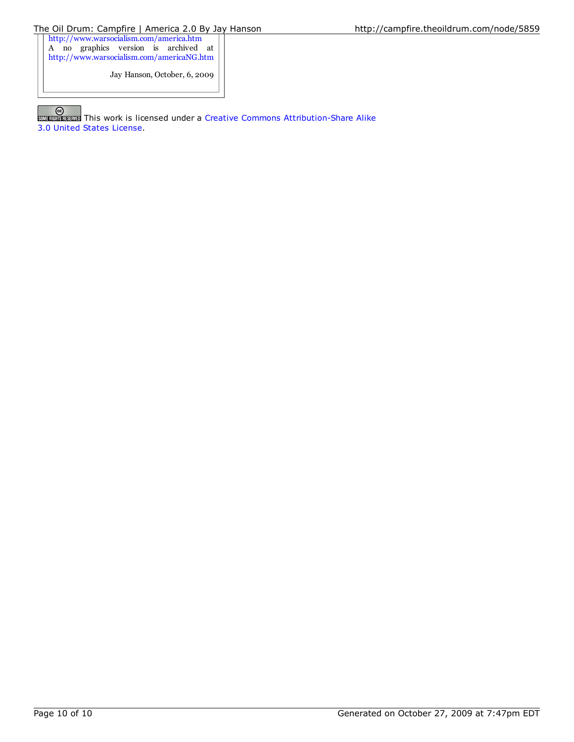http://www.warsocialism.com/america.htm
A no graphics version is archived at http://www.warsocialism.com/americaNG.htm

Jay Hanson, October, 6, 2009

This work is licensed under a Creative Commons Attribution-Share Alike 3.0 United States License.